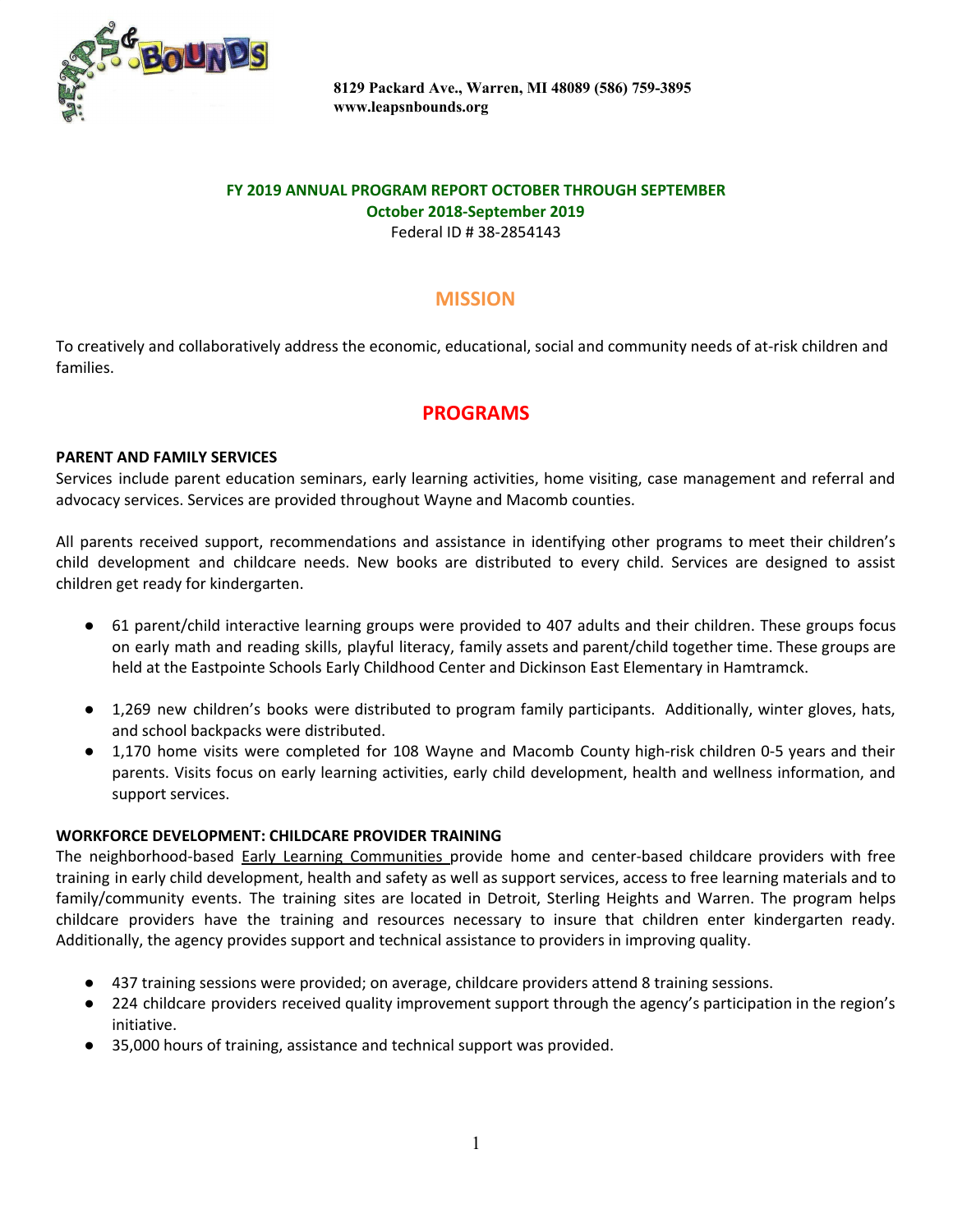8129 Packard Ave., Warren, MI 48089 (586) 759-3895
www.leapsnbounds.org

**FY 2019 ANNUAL PROGRAM REPORT OCTOBER THROUGH SEPTEMBER**
**October 2018-September 2019**
Federal ID # 38-2854143

## MISSION

To creatively and collaboratively address the economic, educational, social and community needs of at-risk children and families.

## PROGRAMS

### PARENT AND FAMILY SERVICES

Services include parent education seminars, early learning activities, home visiting, case management and referral and advocacy services. Services are provided throughout Wayne and Macomb counties.

All parents received support, recommendations and assistance in identifying other programs to meet their children's child development and childcare needs. New books are distributed to every child. Services are designed to assist children get ready for kindergarten.

- 61 parent/child interactive learning groups were provided to 407 adults and their children. These groups focus on early math and reading skills, playful literacy, family assets and parent/child together time. These groups are held at the Eastpointe Schools Early Childhood Center and Dickinson East Elementary in Hamtramck.
- 1,269 new children's books were distributed to program family participants. Additionally, winter gloves, hats, and school backpacks were distributed.
- 1,170 home visits were completed for 108 Wayne and Macomb County high-risk children 0-5 years and their parents. Visits focus on early learning activities, early child development, health and wellness information, and support services.

### WORKFORCE DEVELOPMENT: CHILDCARE PROVIDER TRAINING

The neighborhood-based Early Learning Communities provide home and center-based childcare providers with free training in early child development, health and safety as well as support services, access to free learning materials and to family/community events. The training sites are located in Detroit, Sterling Heights and Warren. The program helps childcare providers have the training and resources necessary to insure that children enter kindergarten ready. Additionally, the agency provides support and technical assistance to providers in improving quality.

- 437 training sessions were provided; on average, childcare providers attend 8 training sessions.
- 224 childcare providers received quality improvement support through the agency's participation in the region's initiative.
- 35,000 hours of training, assistance and technical support was provided.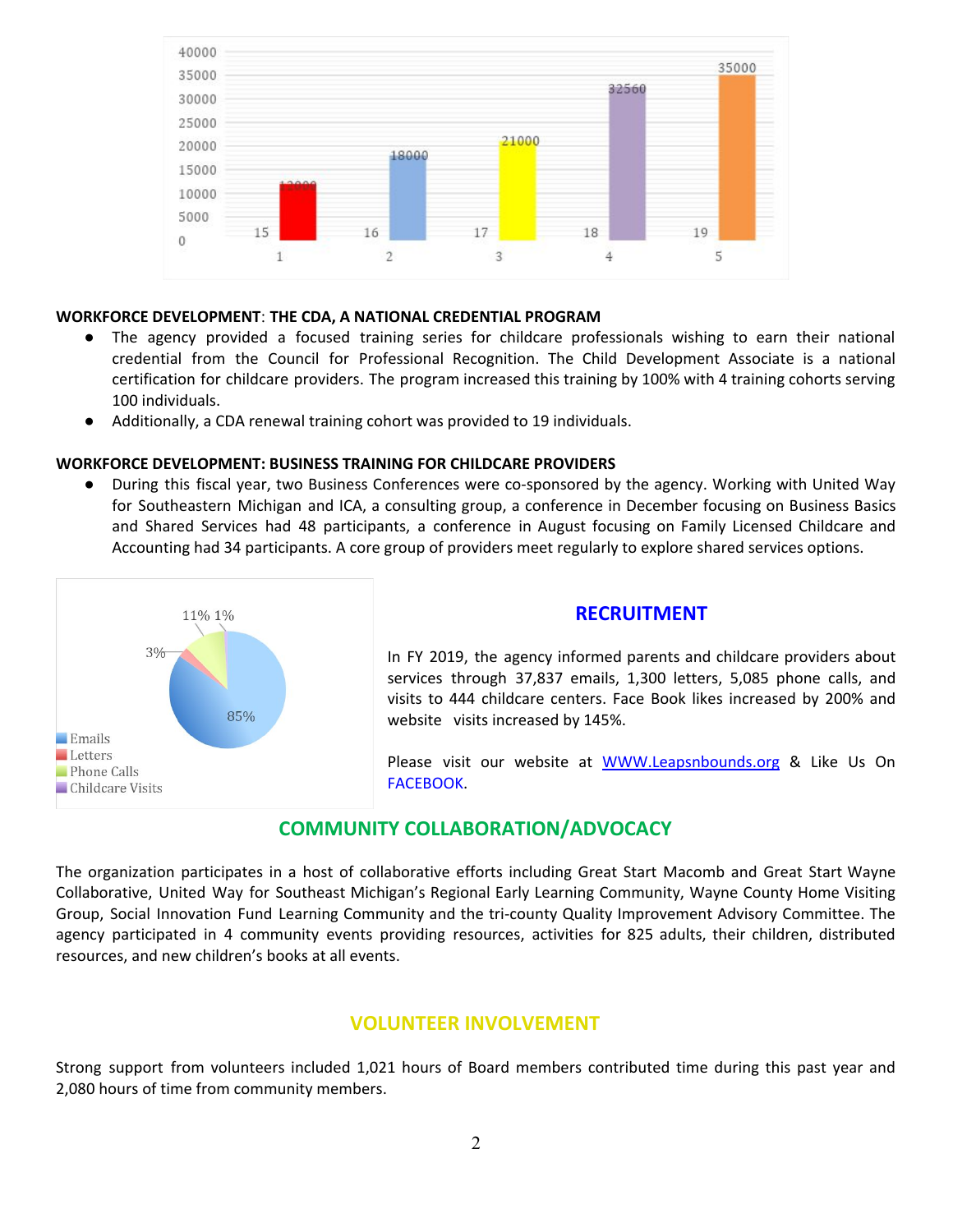| | 1 | 2 | 3 | 4 | 5 |
|---|---|---|---|---|---|
| Year | 15 | 16 | 17 | 18 | 19 |
| Value | 12000 | 18000 | 21000 | 32560 | 35000 |

**WORKFORCE DEVELOPMENT**: **THE CDA, A NATIONAL CREDENTIAL PROGRAM**

- The agency provided a focused training series for childcare professionals wishing to earn their national credential from the Council for Professional Recognition. The Child Development Associate is a national certification for childcare providers. The program increased this training by 100% with 4 training cohorts serving 100 individuals.
- Additionally, a CDA renewal training cohort was provided to 19 individuals.

**WORKFORCE DEVELOPMENT: BUSINESS TRAINING FOR CHILDCARE PROVIDERS**

- During this fiscal year, two Business Conferences were co-sponsored by the agency. Working with United Way for Southeastern Michigan and ICA, a consulting group, a conference in December focusing on Business Basics and Shared Services had 48 participants, a conference in August focusing on Family Licensed Childcare and Accounting had 34 participants. A core group of providers meet regularly to explore shared services options.

| Category | Percent |
|---|---|
| Emails | 85% |
| Letters | 3% |
| Phone Calls | 11% |
| Childcare Visits | 1% |

## RECRUITMENT

In FY 2019, the agency informed parents and childcare providers about services through 37,837 emails, 1,300 letters, 5,085 phone calls, and visits to 444 childcare centers. Face Book likes increased by 200% and website visits increased by 145%.

Please visit our website at [WWW.Leapsnbounds.org](http://WWW.Leapsnbounds.org) & Like Us On FACEBOOK.

## COMMUNITY COLLABORATION/ADVOCACY

The organization participates in a host of collaborative efforts including Great Start Macomb and Great Start Wayne Collaborative, United Way for Southeast Michigan's Regional Early Learning Community, Wayne County Home Visiting Group, Social Innovation Fund Learning Community and the tri-county Quality Improvement Advisory Committee. The agency participated in 4 community events providing resources, activities for 825 adults, their children, distributed resources, and new children's books at all events.

## VOLUNTEER INVOLVEMENT

Strong support from volunteers included 1,021 hours of Board members contributed time during this past year and 2,080 hours of time from community members.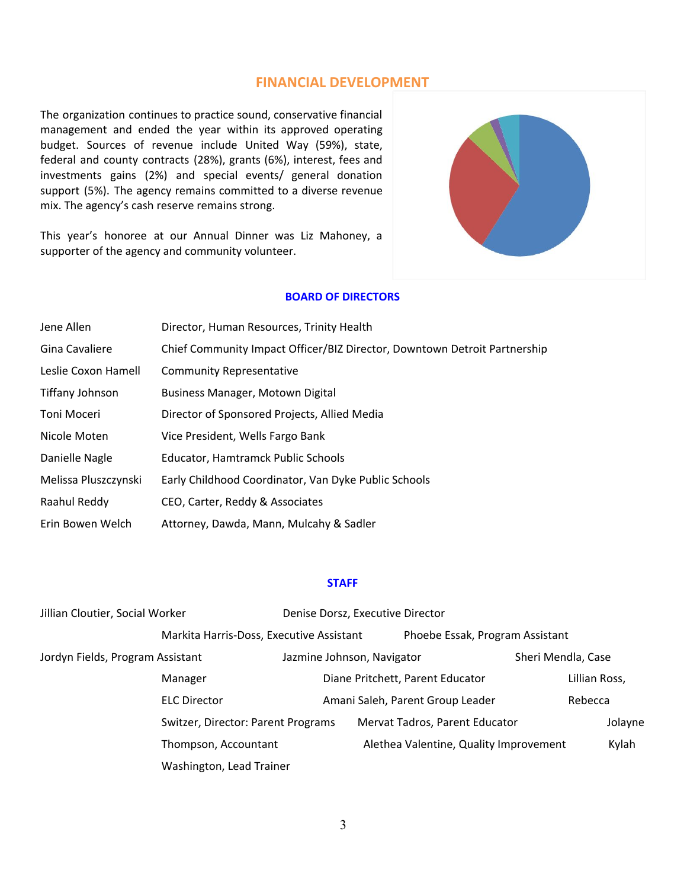## FINANCIAL DEVELOPMENT

The organization continues to practice sound, conservative financial management and ended the year within its approved operating budget. Sources of revenue include United Way (59%), state, federal and county contracts (28%), grants (6%), interest, fees and investments gains (2%) and special events/ general donation support (5%). The agency remains committed to a diverse revenue mix. The agency's cash reserve remains strong.

This year's honoree at our Annual Dinner was Liz Mahoney, a supporter of the agency and community volunteer.

### BOARD OF DIRECTORS

| | |
|---|---|
| Jene Allen | Director, Human Resources, Trinity Health |
| Gina Cavaliere | Chief Community Impact Officer/BIZ Director, Downtown Detroit Partnership |
| Leslie Coxon Hamell | Community Representative |
| Tiffany Johnson | Business Manager, Motown Digital |
| Toni Moceri | Director of Sponsored Projects, Allied Media |
| Nicole Moten | Vice President, Wells Fargo Bank |
| Danielle Nagle | Educator, Hamtramck Public Schools |
| Melissa Pluszczynski | Early Childhood Coordinator, Van Dyke Public Schools |
| Raahul Reddy | CEO, Carter, Reddy & Associates |
| Erin Bowen Welch | Attorney, Dawda, Mann, Mulcahy & Sadler |

### STAFF

Jillian Cloutier, Social Worker
Denise Dorsz, Executive Director
Markita Harris-Doss, Executive Assistant
Phoebe Essak, Program Assistant
Jordyn Fields, Program Assistant
Jazmine Johnson, Navigator
Sheri Mendla, Case Manager
Diane Pritchett, Parent Educator
Lillian Ross, ELC Director
Amani Saleh, Parent Group Leader
Rebecca Switzer, Director: Parent Programs
Mervat Tadros, Parent Educator
Jolayne Thompson, Accountant
Alethea Valentine, Quality Improvement
Kylah Washington, Lead Trainer